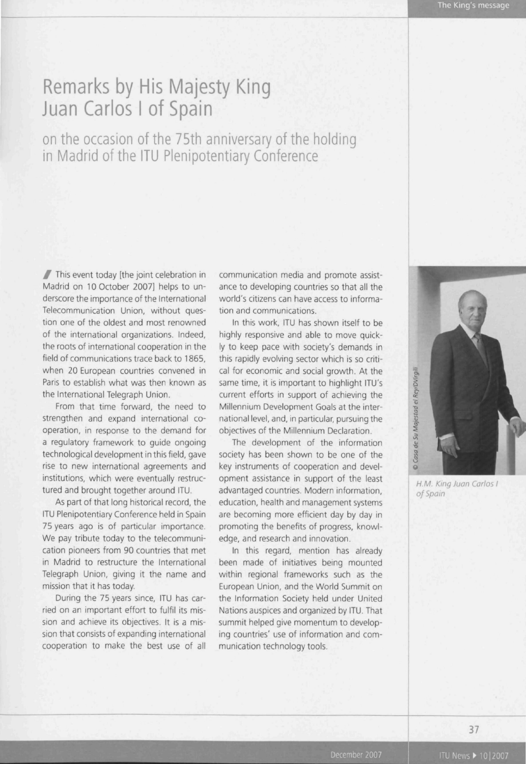// This event today [the joint celebration in Madrid on 10 October 2007] helps to underscore the importance of the International Telecommunication Union, without question one of the oldest and most renowned of the international organizations. Indeed, the roots of international cooperation in the field of communications trace back to 1865, when 20 European countries convened in Paris to establish what was then known as the International Telegraph Union.

From that time forward, the need to strengthen and expand international cooperation, in response to the demand for a regulatory framework to guide ongoing technological development in this field, gave rise to new international agreements and institutions, which were eventually restructured and brought together around ITU.

As part of that long historical record, the ITU Plenipotentiary Conference held in Spain 75 years ago is of particular importance. We pay tribute today to the telecommunication pioneers from 90 countries that met in Madrid to restructure the International Telegraph Union, giving it the name and mission that it has today.

During the 75 years since, ITU has carried on an important effort to fulfil its mission and achieve its objectives. It is a mission that consists of expanding international cooperation to make the best use of all communication media and promote assistance to developing countries so that all the world's citizens can have access to information and communications.

In this work, ITU has shown itself to be highly responsive and able to move quickly to keep pace with society's demands in this rapidly evolving sector which is so critical for economic and social growth. At the same time, it is important to highlight ITU's current efforts in support of achieving the Millennium Development Goals at the international level, and, in particular, pursuing the objectives of the Millennium Declaration.

The development of the information society has been shown to be one of the key instruments of cooperation and development assistance in support of the least advantaged countries. Modern information, education, health and management systems are becoming more efficient day by day in promoting the benefits of progress, knowledge, and research and innovation.

In this regard, mention has already been made of initiatives being mounted within regional frameworks such as the European Union, and the World Summit on the Information Society held under United Nations auspices and organized by ITU. That summit helped give momentum to developing countries' use of information and communication technology tools.

© Casa de Su Majestad el Rey/DVirgili

*H.M. King Juan Carlos I of Spain*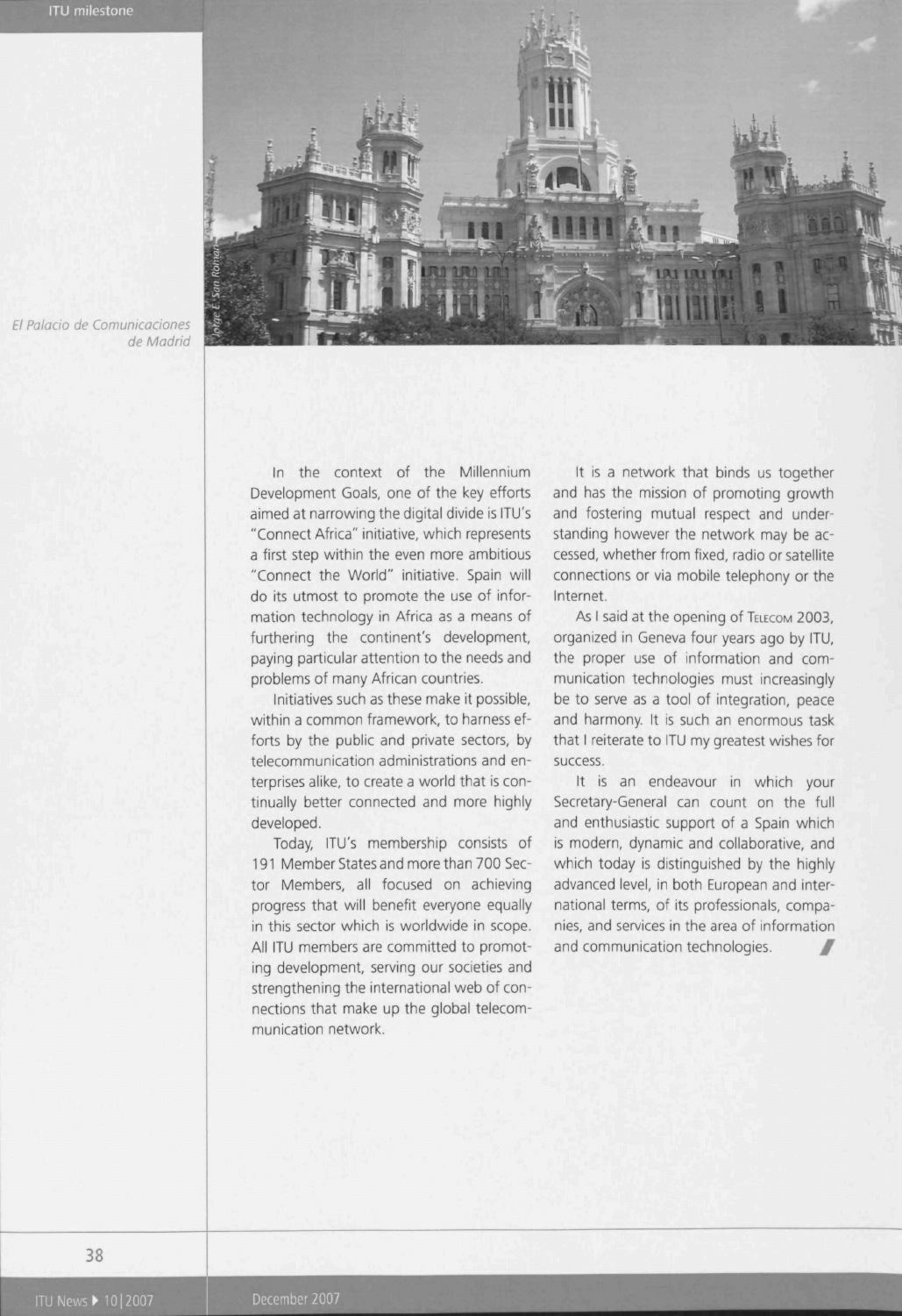El Palacio de Comunicaciones de Madrid

In the context of the Millennium Development Goals, one of the key efforts aimed at narrowing the digital divide is ITU's "Connect Africa" initiative, which represents a first step within the even more ambitious "Connect the World" initiative. Spain will do its utmost to promote the use of information technology in Africa as a means of furthering the continent's development, paying particular attention to the needs and problems of many African countries.

Initiatives such as these make it possible, within a common framework, to harness efforts by the public and private sectors, by telecommunication administrations and enterprises alike, to create a world that is continually better connected and more highly developed.

Today, ITU's membership consists of 191 Member States and more than 700 Sector Members, all focused on achieving progress that will benefit everyone equally in this sector which is worldwide in scope. All ITU members are committed to promoting development, serving our societies and strengthening the international web of connections that make up the global telecommunication network.

It is a network that binds us together and has the mission of promoting growth and fostering mutual respect and understanding however the network may be accessed, whether from fixed, radio or satellite connections or via mobile telephony or the Internet.

As I said at the opening of TELECOM 2003, organized in Geneva four years ago by ITU, the proper use of information and communication technologies must increasingly be to serve as a tool of integration, peace and harmony. It is such an enormous task that I reiterate to ITU my greatest wishes for success.

It is an endeavour in which your Secretary-General can count on the full and enthusiastic support of a Spain which is modern, dynamic and collaborative, and which today is distinguished by the highly advanced level, in both European and international terms, of its professionals, companies, and services in the area of information and communication technologies.